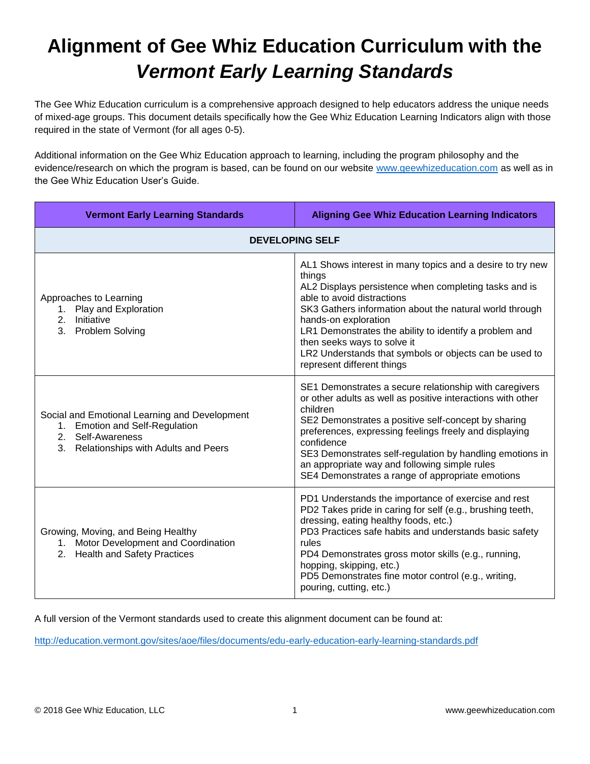# Alignment of Gee Whiz Education Curriculum with the *Vermont Early Learning Standards*

The Gee Whiz Education curriculum is a comprehensive approach designed to help educators address the unique needs of mixed-age groups. This document details specifically how the Gee Whiz Education Learning Indicators align with those required in the state of Vermont (for all ages 0-5).

Additional information on the Gee Whiz Education approach to learning, including the program philosophy and the evidence/research on which the program is based, can be found on our website [www.geewhizeducation.com](http://www.geewhizeducation.com) as well as in the Gee Whiz Education User's Guide.

| Vermont Early Learning Standards | Aligning Gee Whiz Education Learning Indicators |
|---|---|
| **DEVELOPING SELF** | |
| Approaches to Learning<br>1. Play and Exploration<br>2. Initiative<br>3. Problem Solving | AL1 Shows interest in many topics and a desire to try new things<br>AL2 Displays persistence when completing tasks and is able to avoid distractions<br>SK3 Gathers information about the natural world through hands-on exploration<br>LR1 Demonstrates the ability to identify a problem and then seeks ways to solve it<br>LR2 Understands that symbols or objects can be used to represent different things |
| Social and Emotional Learning and Development<br>1. Emotion and Self-Regulation<br>2. Self-Awareness<br>3. Relationships with Adults and Peers | SE1 Demonstrates a secure relationship with caregivers or other adults as well as positive interactions with other children<br>SE2 Demonstrates a positive self-concept by sharing preferences, expressing feelings freely and displaying confidence<br>SE3 Demonstrates self-regulation by handling emotions in an appropriate way and following simple rules<br>SE4 Demonstrates a range of appropriate emotions |
| Growing, Moving, and Being Healthy<br>1. Motor Development and Coordination<br>2. Health and Safety Practices | PD1 Understands the importance of exercise and rest<br>PD2 Takes pride in caring for self (e.g., brushing teeth, dressing, eating healthy foods, etc.)<br>PD3 Practices safe habits and understands basic safety rules<br>PD4 Demonstrates gross motor skills (e.g., running, hopping, skipping, etc.)<br>PD5 Demonstrates fine motor control (e.g., writing, pouring, cutting, etc.) |

A full version of the Vermont standards used to create this alignment document can be found at:

[http://education.vermont.gov/sites/aoe/files/documents/edu-early-education-early-learning-standards.pdf](http://education.vermont.gov/sites/aoe/files/documents/edu-early-education-early-learning-standards.pdf)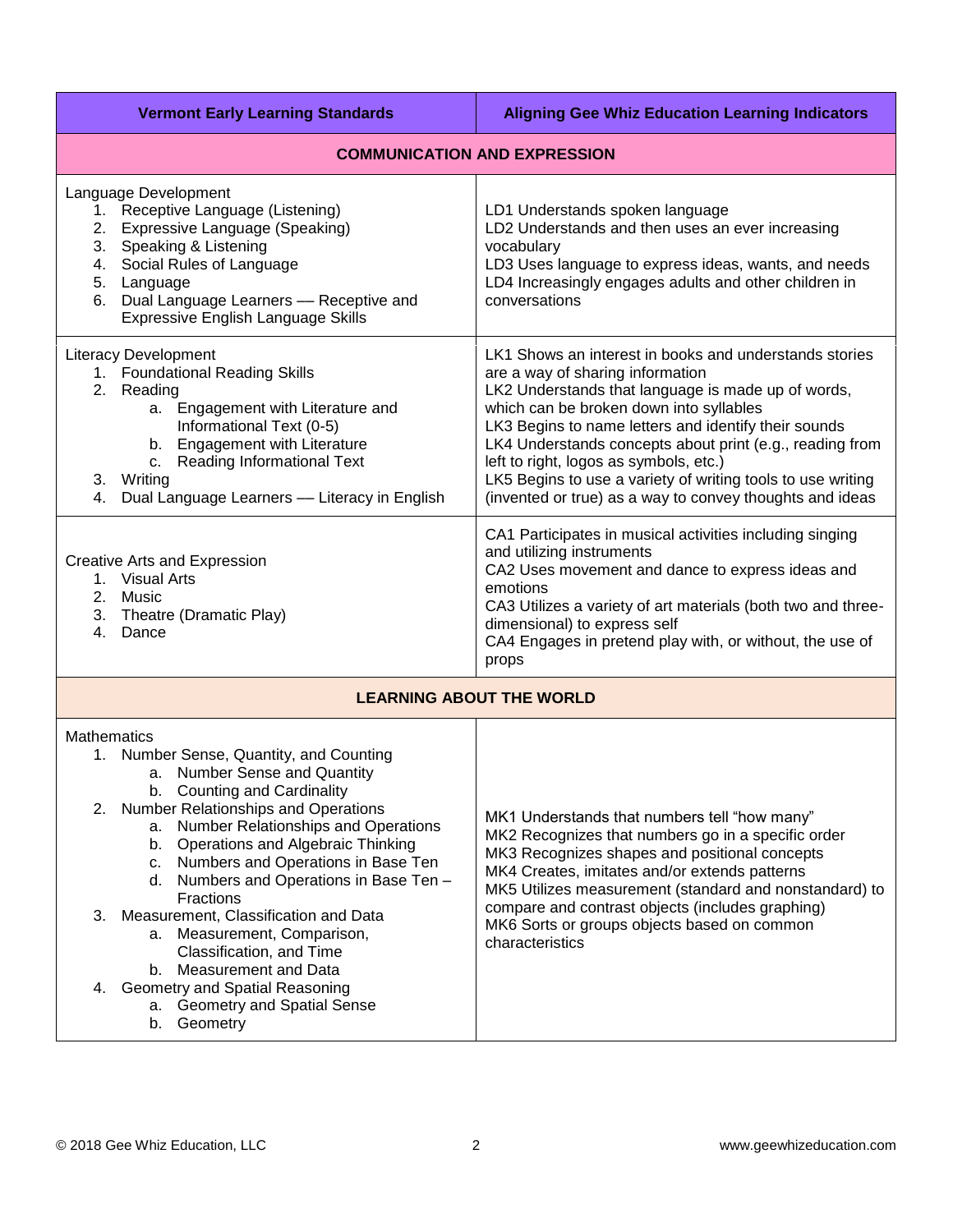| Vermont Early Learning Standards | Aligning Gee Whiz Education Learning Indicators |
|---|---|
| **COMMUNICATION AND EXPRESSION** | |
| Language Development<br>1. Receptive Language (Listening)<br>2. Expressive Language (Speaking)<br>3. Speaking & Listening<br>4. Social Rules of Language<br>5. Language<br>6. Dual Language Learners — Receptive and Expressive English Language Skills | LD1 Understands spoken language<br>LD2 Understands and then uses an ever increasing vocabulary<br>LD3 Uses language to express ideas, wants, and needs<br>LD4 Increasingly engages adults and other children in conversations |
| Literacy Development<br>1. Foundational Reading Skills<br>2. Reading<br>a. Engagement with Literature and Informational Text (0-5)<br>b. Engagement with Literature<br>c. Reading Informational Text<br>3. Writing<br>4. Dual Language Learners — Literacy in English | LK1 Shows an interest in books and understands stories are a way of sharing information<br>LK2 Understands that language is made up of words, which can be broken down into syllables<br>LK3 Begins to name letters and identify their sounds<br>LK4 Understands concepts about print (e.g., reading from left to right, logos as symbols, etc.)<br>LK5 Begins to use a variety of writing tools to use writing (invented or true) as a way to convey thoughts and ideas |
| Creative Arts and Expression<br>1. Visual Arts<br>2. Music<br>3. Theatre (Dramatic Play)<br>4. Dance | CA1 Participates in musical activities including singing and utilizing instruments<br>CA2 Uses movement and dance to express ideas and emotions<br>CA3 Utilizes a variety of art materials (both two and three-dimensional) to express self<br>CA4 Engages in pretend play with, or without, the use of props |
| **LEARNING ABOUT THE WORLD** | |
| Mathematics<br>1. Number Sense, Quantity, and Counting<br>a. Number Sense and Quantity<br>b. Counting and Cardinality<br>2. Number Relationships and Operations<br>a. Number Relationships and Operations<br>b. Operations and Algebraic Thinking<br>c. Numbers and Operations in Base Ten<br>d. Numbers and Operations in Base Ten – Fractions<br>3. Measurement, Classification and Data<br>a. Measurement, Comparison, Classification, and Time<br>b. Measurement and Data<br>4. Geometry and Spatial Reasoning<br>a. Geometry and Spatial Sense<br>b. Geometry | MK1 Understands that numbers tell "how many"<br>MK2 Recognizes that numbers go in a specific order<br>MK3 Recognizes shapes and positional concepts<br>MK4 Creates, imitates and/or extends patterns<br>MK5 Utilizes measurement (standard and nonstandard) to compare and contrast objects (includes graphing)<br>MK6 Sorts or groups objects based on common characteristics |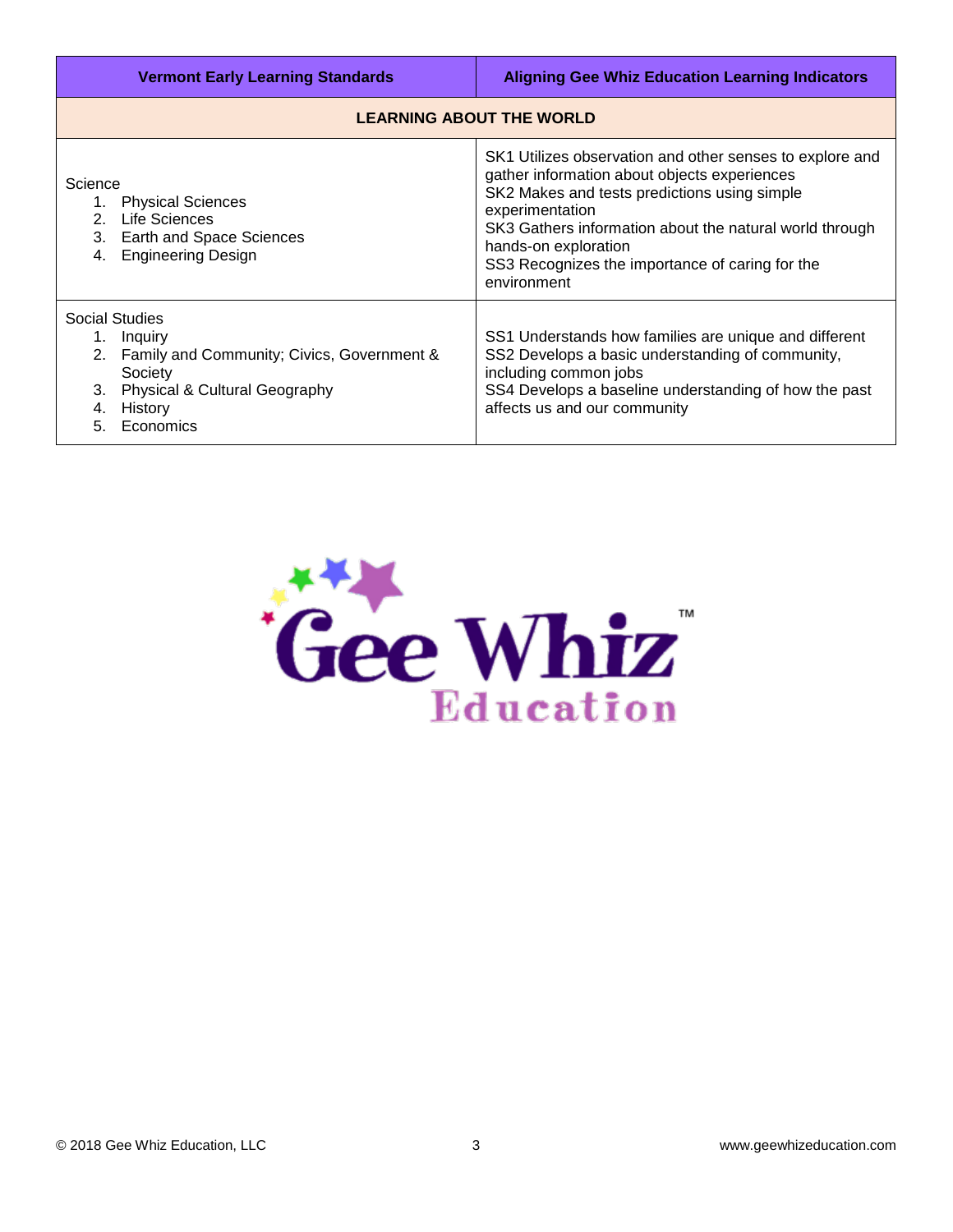| Vermont Early Learning Standards | Aligning Gee Whiz Education Learning Indicators |
|---|---|
| **LEARNING ABOUT THE WORLD** | |
| Science<br>1. Physical Sciences<br>2. Life Sciences<br>3. Earth and Space Sciences<br>4. Engineering Design | SK1 Utilizes observation and other senses to explore and gather information about objects experiences<br>SK2 Makes and tests predictions using simple experimentation<br>SK3 Gathers information about the natural world through hands-on exploration<br>SS3 Recognizes the importance of caring for the environment |
| Social Studies<br>1. Inquiry<br>2. Family and Community; Civics, Government & Society<br>3. Physical & Cultural Geography<br>4. History<br>5. Economics | SS1 Understands how families are unique and different<br>SS2 Develops a basic understanding of community, including common jobs<br>SS4 Develops a baseline understanding of how the past affects us and our community |

Gee Whiz™ Education

© 2018 Gee Whiz Education, LLC www.geewhizeducation.com